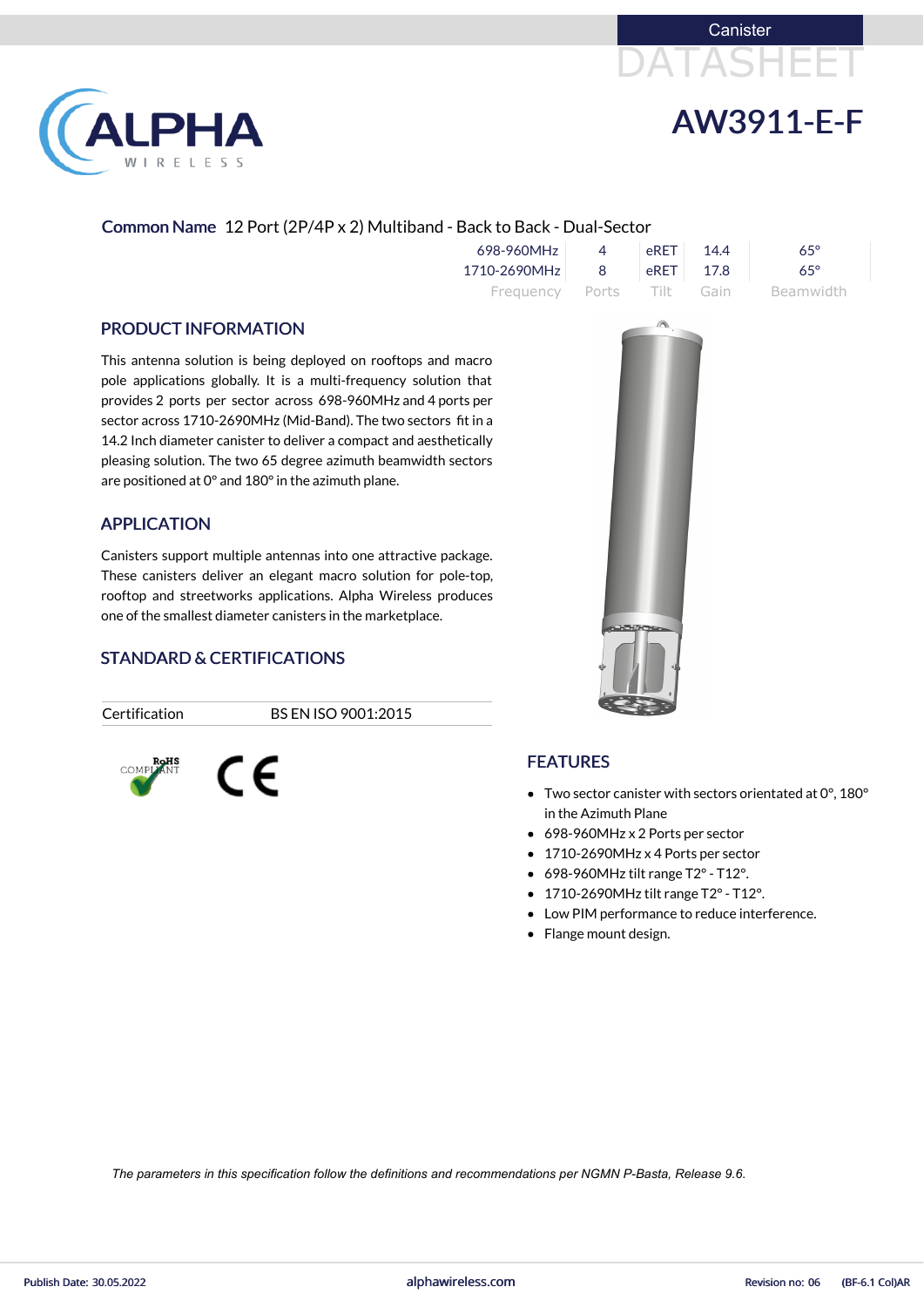Canister

DATASHEET

# AW3911-E-F

**Common Name** 12 Port (2P/4P x 2) Multiband - Back to Back - Dual-Sector

| Frequency | Ports | Tilt | Gain | Beamwidth |
|---|---|---|---|---|
| 698-960MHz | 4 | eRET | 14.4 | 65° |
| 1710-2690MHz | 8 | eRET | 17.8 | 65° |

## PRODUCT INFORMATION

This antenna solution is being deployed on rooftops and macro pole applications globally. It is a multi-frequency solution that provides 2 ports per sector across 698-960MHz and 4 ports per sector across 1710-2690MHz (Mid-Band). The two sectors fit in a 14.2 Inch diameter canister to deliver a compact and aesthetically pleasing solution. The two 65 degree azimuth beamwidth sectors are positioned at 0° and 180° in the azimuth plane.

## APPLICATION

Canisters support multiple antennas into one attractive package. These canisters deliver an elegant macro solution for pole-top, rooftop and streetworks applications. Alpha Wireless produces one of the smallest diameter canisters in the marketplace.

## STANDARD & CERTIFICATIONS

| Certification | BS EN ISO 9001:2015 |
|---|---|

## FEATURES

- Two sector canister with sectors orientated at 0°, 180° in the Azimuth Plane
- 698-960MHz x 2 Ports per sector
- 1710-2690MHz x 4 Ports per sector
- 698-960MHz tilt range T2° - T12°.
- 1710-2690MHz tilt range T2° - T12°.
- Low PIM performance to reduce interference.
- Flange mount design.

*The parameters in this specification follow the definitions and recommendations per NGMN P-Basta, Release 9.6.*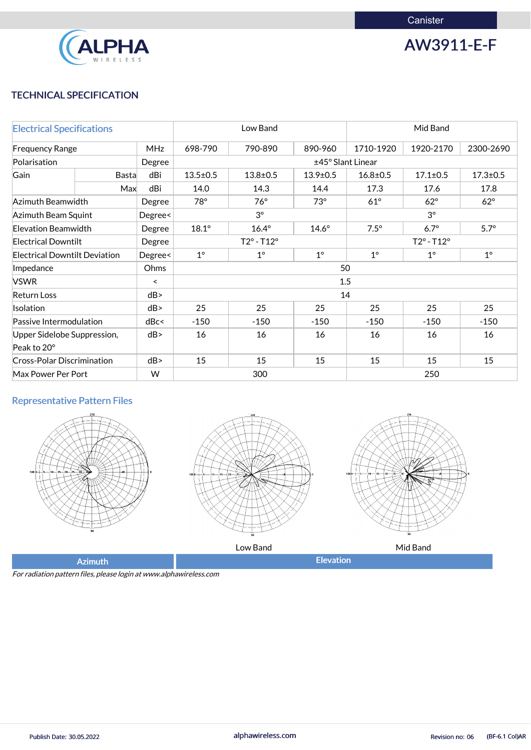Canister

# AW3911-E-F

## TECHNICAL SPECIFICATION

| Electrical Specifications | | | Low Band | | | Mid Band | | |
|---|---|---|---|---|---|---|---|---|
| Frequency Range | | MHz | 698-790 | 790-890 | 890-960 | 1710-1920 | 1920-2170 | 2300-2690 |
| Polarisation | | Degree | ±45° Slant Linear | | | | | |
| Gain | Basta | dBi | 13.5±0.5 | 13.8±0.5 | 13.9±0.5 | 16.8±0.5 | 17.1±0.5 | 17.3±0.5 |
| | Max | dBi | 14.0 | 14.3 | 14.4 | 17.3 | 17.6 | 17.8 |
| Azimuth Beamwidth | | Degree | 78° | 76° | 73° | 61° | 62° | 62° |
| Azimuth Beam Squint | | Degree< | 3° | | | 3° | | |
| Elevation Beamwidth | | Degree | 18.1° | 16.4° | 14.6° | 7.5° | 6.7° | 5.7° |
| Electrical Downtilt | | Degree | T2° - T12° | | | T2° - T12° | | |
| Electrical Downtilt Deviation | | Degree< | 1° | 1° | 1° | 1° | 1° | 1° |
| Impedance | | Ohms | 50 | | | | | |
| VSWR | | < | 1.5 | | | | | |
| Return Loss | | dB> | 14 | | | | | |
| Isolation | | dB> | 25 | 25 | 25 | 25 | 25 | 25 |
| Passive Intermodulation | | dBc< | -150 | -150 | -150 | -150 | -150 | -150 |
| Upper Sidelobe Suppression, Peak to 20° | | dB> | 16 | 16 | 16 | 16 | 16 | 16 |
| Cross-Polar Discrimination | | dB> | 15 | 15 | 15 | 15 | 15 | 15 |
| Max Power Per Port | | W | 300 | | | 250 | | |

### Representative Pattern Files

| Azimuth | Elevation | |
|---|---|---|
| | Low Band | Mid Band |

*For radiation pattern files, please login at www.alphawireless.com*

Publish Date: 30.05.2022 | alphawireless.com | Revision no: 06 | (BF-6.1 Col)AR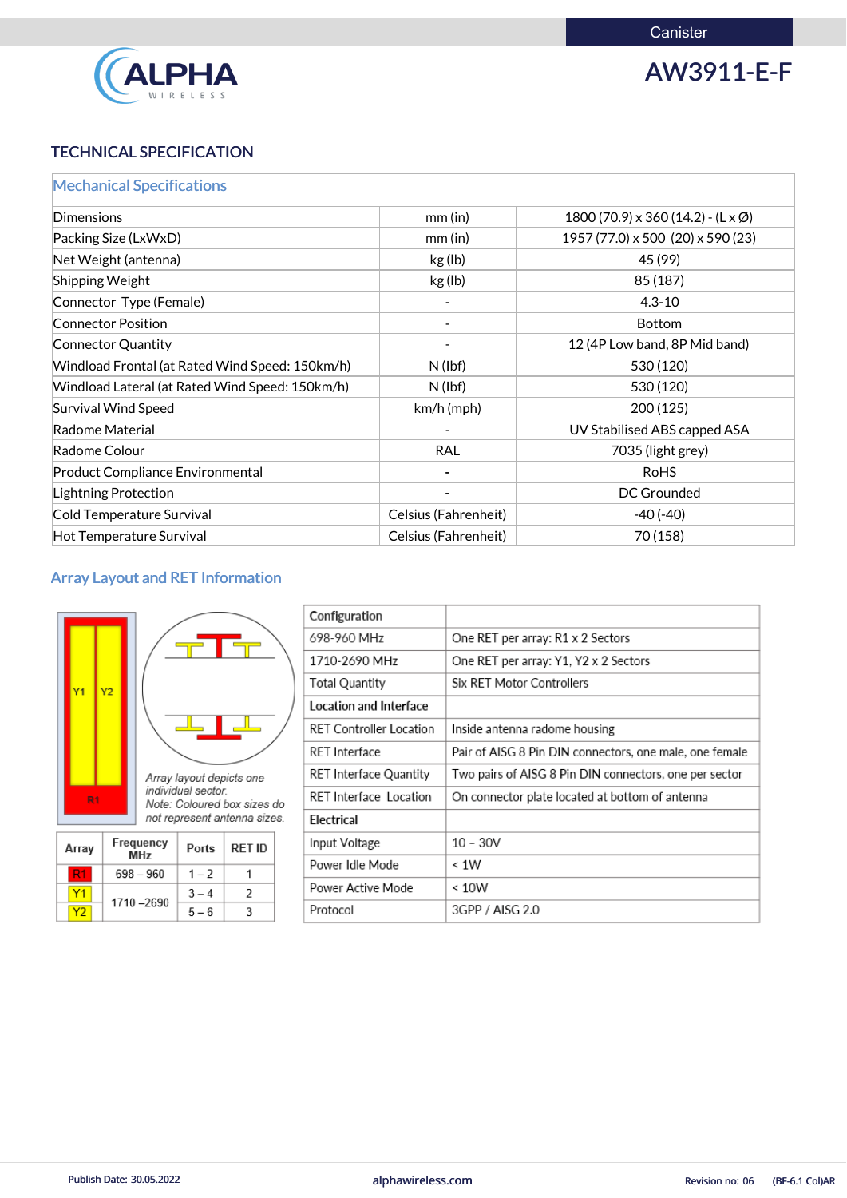Canister

# AW3911-E-F

## TECHNICAL SPECIFICATION

| Mechanical Specifications | | |
|---|---|---|
| Dimensions | mm (in) | 1800 (70.9) x 360 (14.2) - (L x Ø) |
| Packing Size (LxWxD) | mm (in) | 1957 (77.0) x 500 (20) x 590 (23) |
| Net Weight (antenna) | kg (lb) | 45 (99) |
| Shipping Weight | kg (lb) | 85 (187) |
| Connector Type (Female) | - | 4.3-10 |
| Connector Position | - | Bottom |
| Connector Quantity | - | 12 (4P Low band, 8P Mid band) |
| Windload Frontal (at Rated Wind Speed: 150km/h) | N (lbf) | 530 (120) |
| Windload Lateral (at Rated Wind Speed: 150km/h) | N (lbf) | 530 (120) |
| Survival Wind Speed | km/h (mph) | 200 (125) |
| Radome Material | - | UV Stabilised ABS capped ASA |
| Radome Colour | RAL | 7035 (light grey) |
| Product Compliance Environmental | - | RoHS |
| Lightning Protection | - | DC Grounded |
| Cold Temperature Survival | Celsius (Fahrenheit) | -40 (-40) |
| Hot Temperature Survival | Celsius (Fahrenheit) | 70 (158) |

## Array Layout and RET Information

*Array layout depicts one individual sector.*
*Note: Coloured box sizes do not represent antenna sizes.*

| Array | Frequency MHz | Ports | RET ID |
|---|---|---|---|
| R1 | 698 – 960 | 1 – 2 | 1 |
| Y1 | 1710 –2690 | 3 – 4 | 2 |
| Y2 | | 5 – 6 | 3 |

| Configuration | |
|---|---|
| 698-960 MHz | One RET per array: R1 x 2 Sectors |
| 1710-2690 MHz | One RET per array: Y1, Y2 x 2 Sectors |
| Total Quantity | Six RET Motor Controllers |
| **Location and Interface** | |
| RET Controller Location | Inside antenna radome housing |
| RET Interface | Pair of AISG 8 Pin DIN connectors, one male, one female |
| RET Interface Quantity | Two pairs of AISG 8 Pin DIN connectors, one per sector |
| RET Interface Location | On connector plate located at bottom of antenna |
| **Electrical** | |
| Input Voltage | 10 - 30V |
| Power Idle Mode | < 1W |
| Power Active Mode | < 10W |
| Protocol | 3GPP / AISG 2.0 |

Publish Date: 30.05.2022 alphawireless.com Revision no: 06 (BF-6.1 Col)AR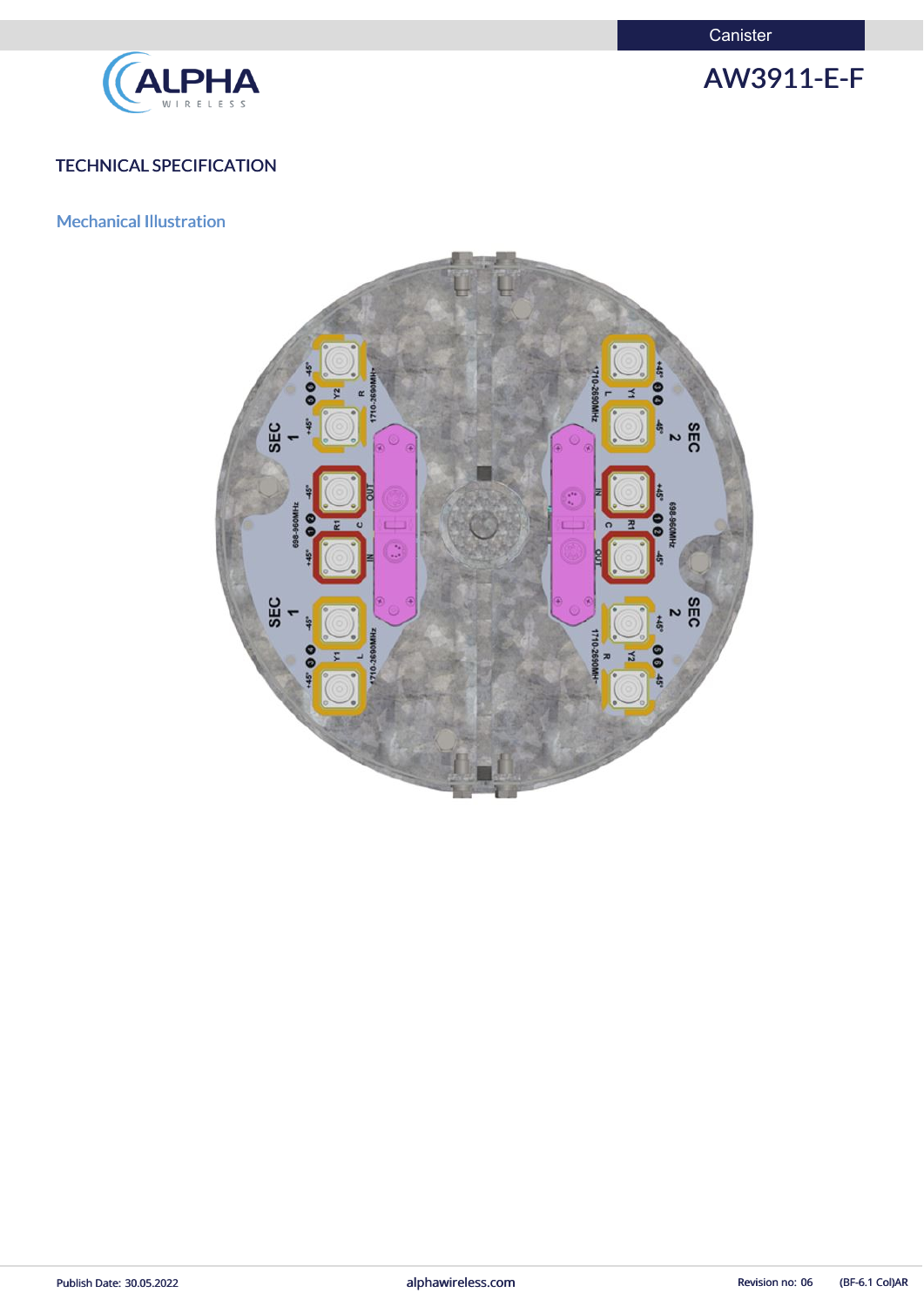# AW3911-E-F

Canister

## TECHNICAL SPECIFICATION

### Mechanical Illustration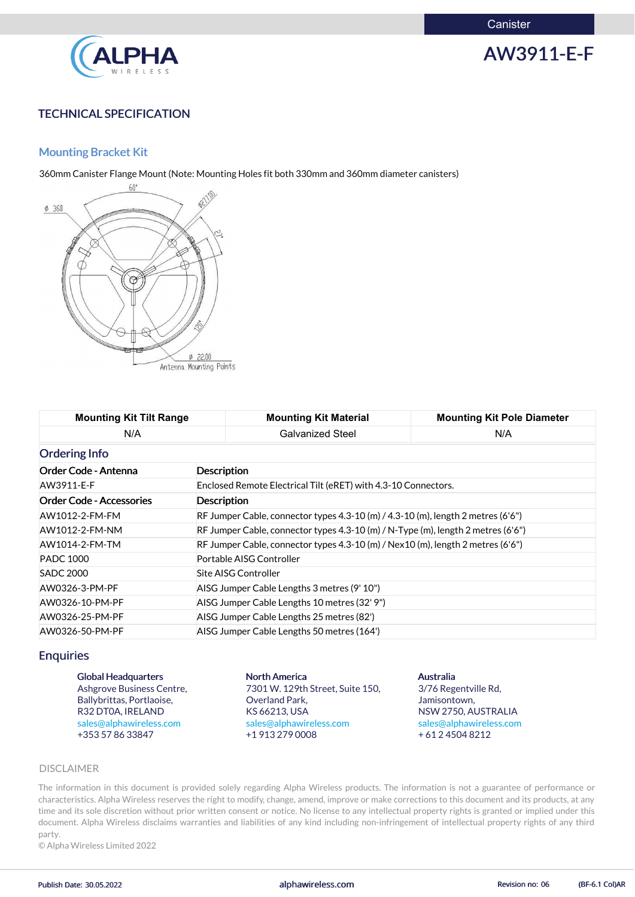Canister

# AW3911-E-F

## TECHNICAL SPECIFICATION

### Mounting Bracket Kit

360mm Canister Flange Mount (Note: Mounting Holes fit both 330mm and 360mm diameter canisters)

60°
ϕ 360
ϕ277.00
27°
120°
ϕ 22.00
Antenna Mounting Points

| Mounting Kit Tilt Range | Mounting Kit Material | Mounting Kit Pole Diameter |
|---|---|---|
| N/A | Galvanized Steel | N/A |

### Ordering Info

| Order Code - Antenna | Description |
|---|---|
| AW3911-E-F | Enclosed Remote Electrical Tilt (eRET) with 4.3-10 Connectors. |
| **Order Code - Accessories** | **Description** |
| AW1012-2-FM-FM | RF Jumper Cable, connector types 4.3-10 (m) / 4.3-10 (m), length 2 metres (6'6") |
| AW1012-2-FM-NM | RF Jumper Cable, connector types 4.3-10 (m) / N-Type (m), length 2 metres (6'6") |
| AW1014-2-FM-TM | RF Jumper Cable, connector types 4.3-10 (m) / Nex10 (m), length 2 metres (6'6") |
| PADC 1000 | Portable AISG Controller |
| SADC 2000 | Site AISG Controller |
| AW0326-3-PM-PF | AISG Jumper Cable Lengths 3 metres (9' 10") |
| AW0326-10-PM-PF | AISG Jumper Cable Lengths 10 metres (32' 9") |
| AW0326-25-PM-PF | AISG Jumper Cable Lengths 25 metres (82') |
| AW0326-50-PM-PF | AISG Jumper Cable Lengths 50 metres (164') |

### Enquiries

**Global Headquarters**
Ashgrove Business Centre,
Ballybrittas, Portlaoise,
R32 DT0A, IRELAND
sales@alphawireless.com
+353 57 86 33847

**North America**
7301 W. 129th Street, Suite 150,
Overland Park,
KS 66213, USA
sales@alphawireless.com
+1 913 279 0008

**Australia**
3/76 Regentville Rd,
Jamisontown,
NSW 2750, AUSTRALIA
sales@alphawireless.com
+ 61 2 4504 8212

DISCLAIMER

The information in this document is provided solely regarding Alpha Wireless products. The information is not a guarantee of performance or characteristics. Alpha Wireless reserves the right to modify, change, amend, improve or make corrections to this document and its products, at any time and its sole discretion without prior written consent or notice. No license to any intellectual property rights is granted or implied under this document. Alpha Wireless disclaims warranties and liabilities of any kind including non-infringement of intellectual property rights of any third party.
© Alpha Wireless Limited 2022

Publish Date: 30.05.2022 alphawireless.com Revision no: 06 (BF-6.1 Col)AR